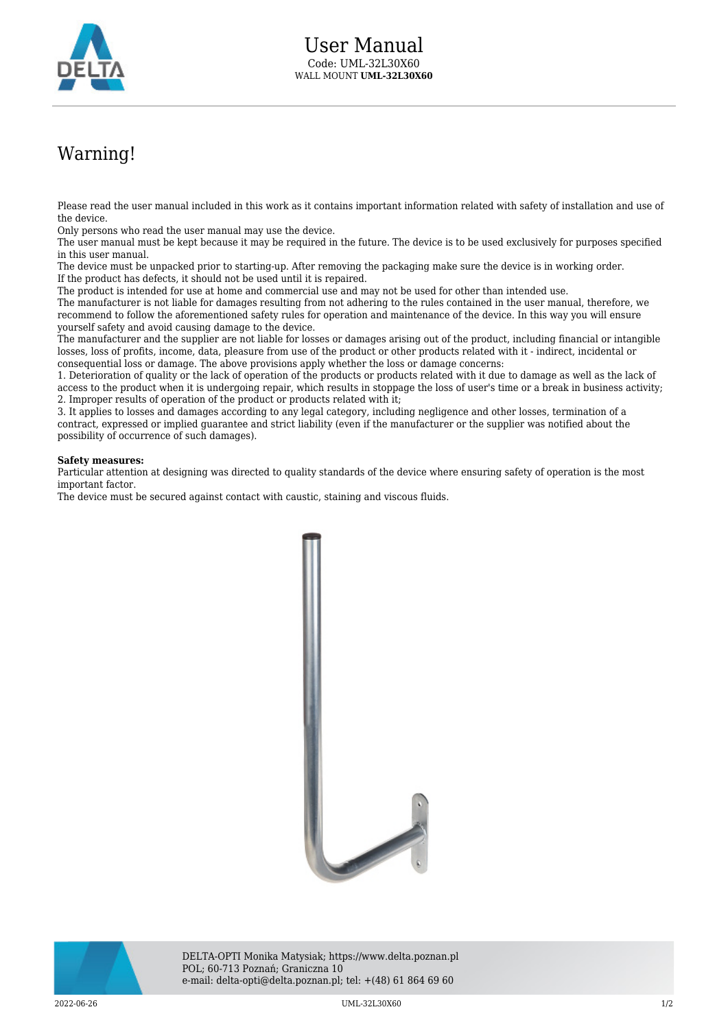# User Manual

Code: UML-32L30X60

WALL MOUNT **UML-32L30X60**

## Warning!

Please read the user manual included in this work as it contains important information related with safety of installation and use of the device.

Only persons who read the user manual may use the device.

The user manual must be kept because it may be required in the future. The device is to be used exclusively for purposes specified in this user manual.

The device must be unpacked prior to starting-up. After removing the packaging make sure the device is in working order.

If the product has defects, it should not be used until it is repaired.

The product is intended for use at home and commercial use and may not be used for other than intended use.

The manufacturer is not liable for damages resulting from not adhering to the rules contained in the user manual, therefore, we recommend to follow the aforementioned safety rules for operation and maintenance of the device. In this way you will ensure yourself safety and avoid causing damage to the device.

The manufacturer and the supplier are not liable for losses or damages arising out of the product, including financial or intangible losses, loss of profits, income, data, pleasure from use of the product or other products related with it - indirect, incidental or consequential loss or damage. The above provisions apply whether the loss or damage concerns:

1. Deterioration of quality or the lack of operation of the products or products related with it due to damage as well as the lack of access to the product when it is undergoing repair, which results in stoppage the loss of user's time or a break in business activity;
2. Improper results of operation of the product or products related with it;
3. It applies to losses and damages according to any legal category, including negligence and other losses, termination of a contract, expressed or implied guarantee and strict liability (even if the manufacturer or the supplier was notified about the possibility of occurrence of such damages).

**Safety measures:**

Particular attention at designing was directed to quality standards of the device where ensuring safety of operation is the most important factor.

The device must be secured against contact with caustic, staining and viscous fluids.

DELTA-OPTI Monika Matysiak; https://www.delta.poznan.pl
POL; 60-713 Poznań; Graniczna 10
e-mail: delta-opti@delta.poznan.pl; tel: +(48) 61 864 69 60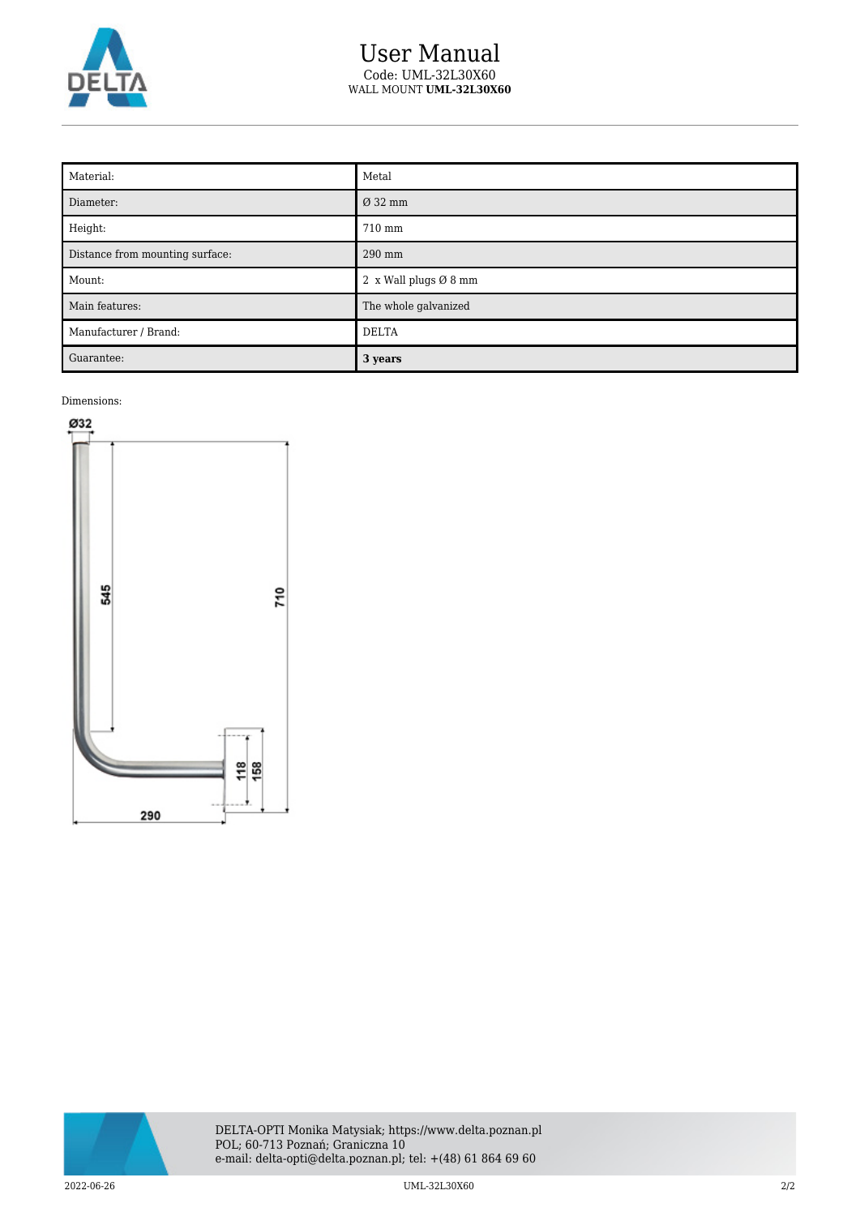# User Manual

Code: UML-32L30X60

WALL MOUNT **UML-32L30X60**

| | |
|---|---|
| Material: | Metal |
| Diameter: | Ø 32 mm |
| Height: | 710 mm |
| Distance from mounting surface: | 290 mm |
| Mount: | 2 x Wall plugs Ø 8 mm |
| Main features: | The whole galvanized |
| Manufacturer / Brand: | DELTA |
| Guarantee: | **3 years** |

Dimensions:

Ø32

545

710

118

158

290

DELTA-OPTI Monika Matysiak; https://www.delta.poznan.pl
POL; 60-713 Poznań; Graniczna 10
e-mail: delta-opti@delta.poznan.pl; tel: +(48) 61 864 69 60